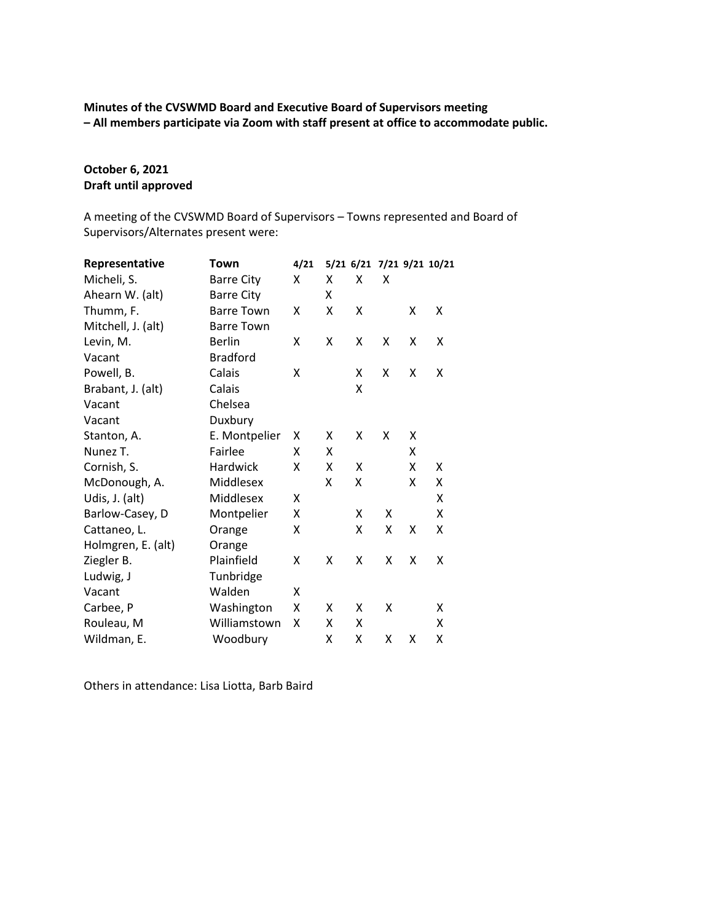**Minutes of the CVSWMD Board and Executive Board of Supervisors meeting – All members participate via Zoom with staff present at office to accommodate public.**

**October 6, 2021**
**Draft until approved**

A meeting of the CVSWMD Board of Supervisors – Towns represented and Board of Supervisors/Alternates present were:

| Representative | Town | 4/21 | 5/21 | 6/21 | 7/21 | 9/21 | 10/21 |
|---|---|---|---|---|---|---|---|
| Micheli, S. | Barre City | X | X | X | X | | |
| Ahearn W. (alt) | Barre City | | X | | | | |
| Thumm, F. | Barre Town | X | X | X | | X | X |
| Mitchell, J. (alt) | Barre Town | | | | | | |
| Levin, M. | Berlin | X | X | X | X | X | X |
| Vacant | Bradford | | | | | | |
| Powell, B. | Calais | X | | X | X | X | X |
| Brabant, J. (alt) | Calais | | | X | | | |
| Vacant | Chelsea | | | | | | |
| Vacant | Duxbury | | | | | | |
| Stanton, A. | E. Montpelier | X | X | X | X | X | |
| Nunez T. | Fairlee | X | X | | | X | |
| Cornish, S. | Hardwick | X | X | X | | X | X |
| McDonough, A. | Middlesex | | X | X | | X | X |
| Udis, J. (alt) | Middlesex | X | | | | | X |
| Barlow-Casey, D | Montpelier | X | | X | X | | X |
| Cattaneo, L. | Orange | X | | X | X | X | X |
| Holmgren, E. (alt) | Orange | | | | | | |
| Ziegler B. | Plainfield | X | X | X | X | X | X |
| Ludwig, J | Tunbridge | | | | | | |
| Vacant | Walden | X | | | | | |
| Carbee, P | Washington | X | X | X | X | | X |
| Rouleau, M | Williamstown | X | X | X | | | X |
| Wildman, E. | Woodbury | | X | X | X | X | X |

Others in attendance: Lisa Liotta, Barb Baird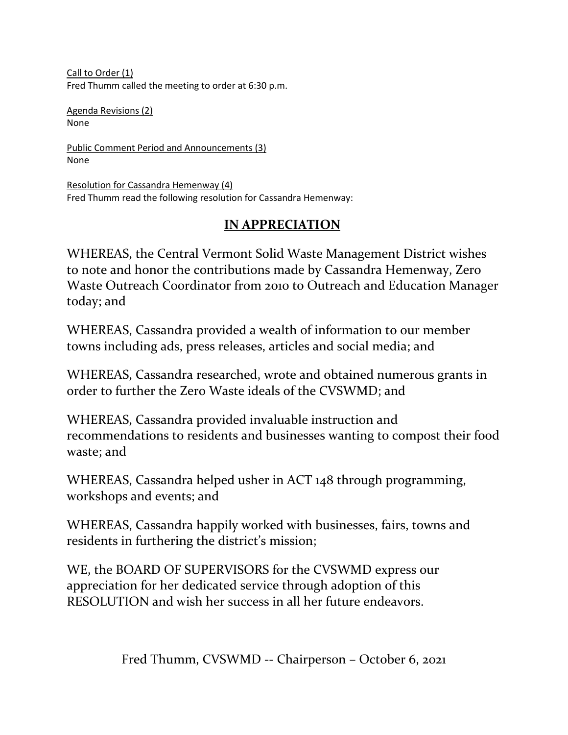<u>Call to Order (1)</u>
Fred Thumm called the meeting to order at 6:30 p.m.

<u>Agenda Revisions (2)</u>
None

<u>Public Comment Period and Announcements (3)</u>
None

<u>Resolution for Cassandra Hemenway (4)</u>
Fred Thumm read the following resolution for Cassandra Hemenway:

## IN APPRECIATION

WHEREAS, the Central Vermont Solid Waste Management District wishes to note and honor the contributions made by Cassandra Hemenway, Zero Waste Outreach Coordinator from 2010 to Outreach and Education Manager today; and

WHEREAS, Cassandra provided a wealth of information to our member towns including ads, press releases, articles and social media; and

WHEREAS, Cassandra researched, wrote and obtained numerous grants in order to further the Zero Waste ideals of the CVSWMD; and

WHEREAS, Cassandra provided invaluable instruction and recommendations to residents and businesses wanting to compost their food waste; and

WHEREAS, Cassandra helped usher in ACT 148 through programming, workshops and events; and

WHEREAS, Cassandra happily worked with businesses, fairs, towns and residents in furthering the district's mission;

WE, the BOARD OF SUPERVISORS for the CVSWMD express our appreciation for her dedicated service through adoption of this RESOLUTION and wish her success in all her future endeavors.

Fred Thumm, CVSWMD -- Chairperson – October 6, 2021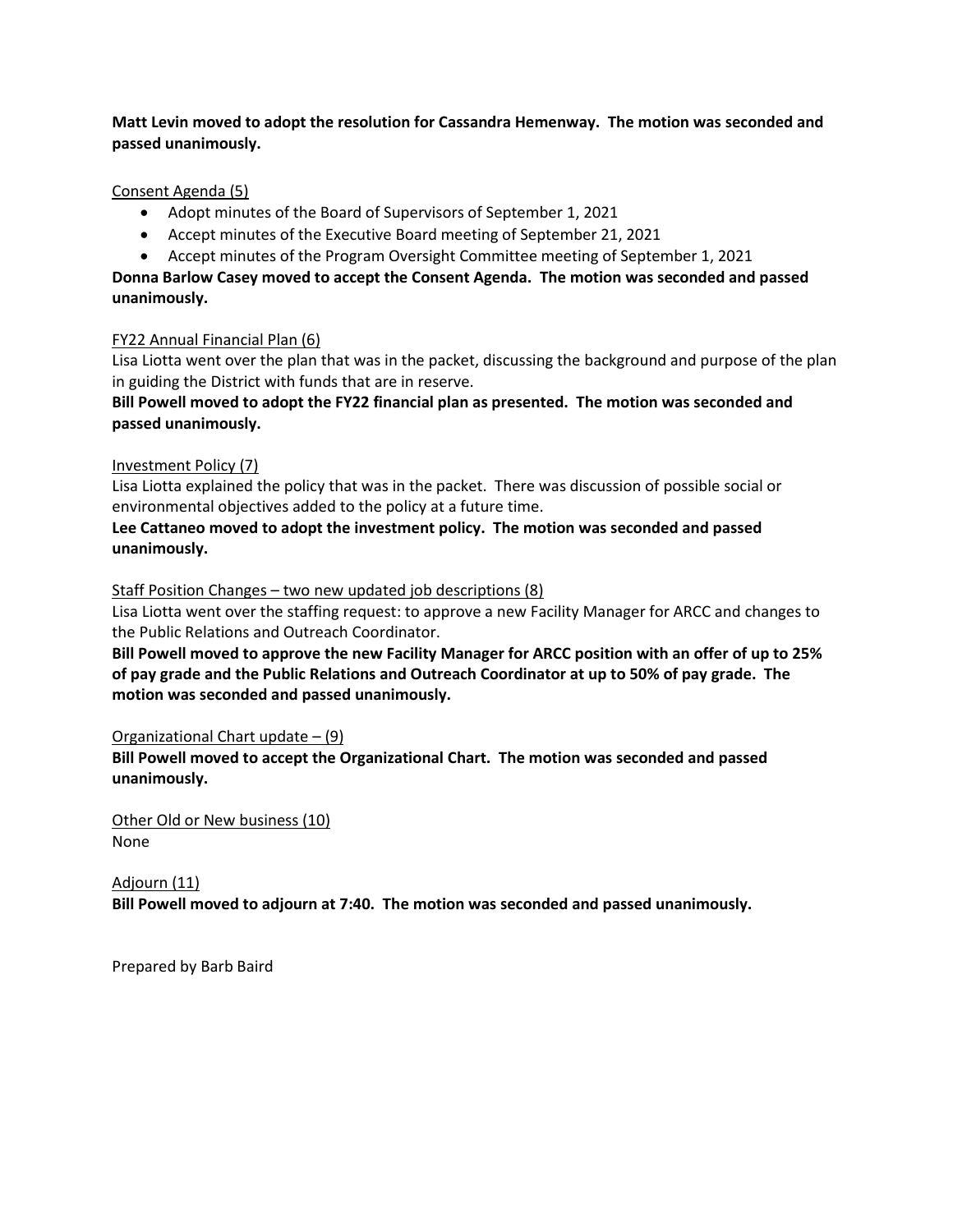**Matt Levin moved to adopt the resolution for Cassandra Hemenway. The motion was seconded and passed unanimously.**

Consent Agenda (5)

- Adopt minutes of the Board of Supervisors of September 1, 2021
- Accept minutes of the Executive Board meeting of September 21, 2021
- Accept minutes of the Program Oversight Committee meeting of September 1, 2021

**Donna Barlow Casey moved to accept the Consent Agenda. The motion was seconded and passed unanimously.**

FY22 Annual Financial Plan (6)

Lisa Liotta went over the plan that was in the packet, discussing the background and purpose of the plan in guiding the District with funds that are in reserve.

**Bill Powell moved to adopt the FY22 financial plan as presented. The motion was seconded and passed unanimously.**

Investment Policy (7)

Lisa Liotta explained the policy that was in the packet. There was discussion of possible social or environmental objectives added to the policy at a future time.

**Lee Cattaneo moved to adopt the investment policy. The motion was seconded and passed unanimously.**

Staff Position Changes – two new updated job descriptions (8)

Lisa Liotta went over the staffing request: to approve a new Facility Manager for ARCC and changes to the Public Relations and Outreach Coordinator.

**Bill Powell moved to approve the new Facility Manager for ARCC position with an offer of up to 25% of pay grade and the Public Relations and Outreach Coordinator at up to 50% of pay grade. The motion was seconded and passed unanimously.**

Organizational Chart update – (9)

**Bill Powell moved to accept the Organizational Chart. The motion was seconded and passed unanimously.**

Other Old or New business (10)

None

Adjourn (11)

**Bill Powell moved to adjourn at 7:40. The motion was seconded and passed unanimously.**

Prepared by Barb Baird